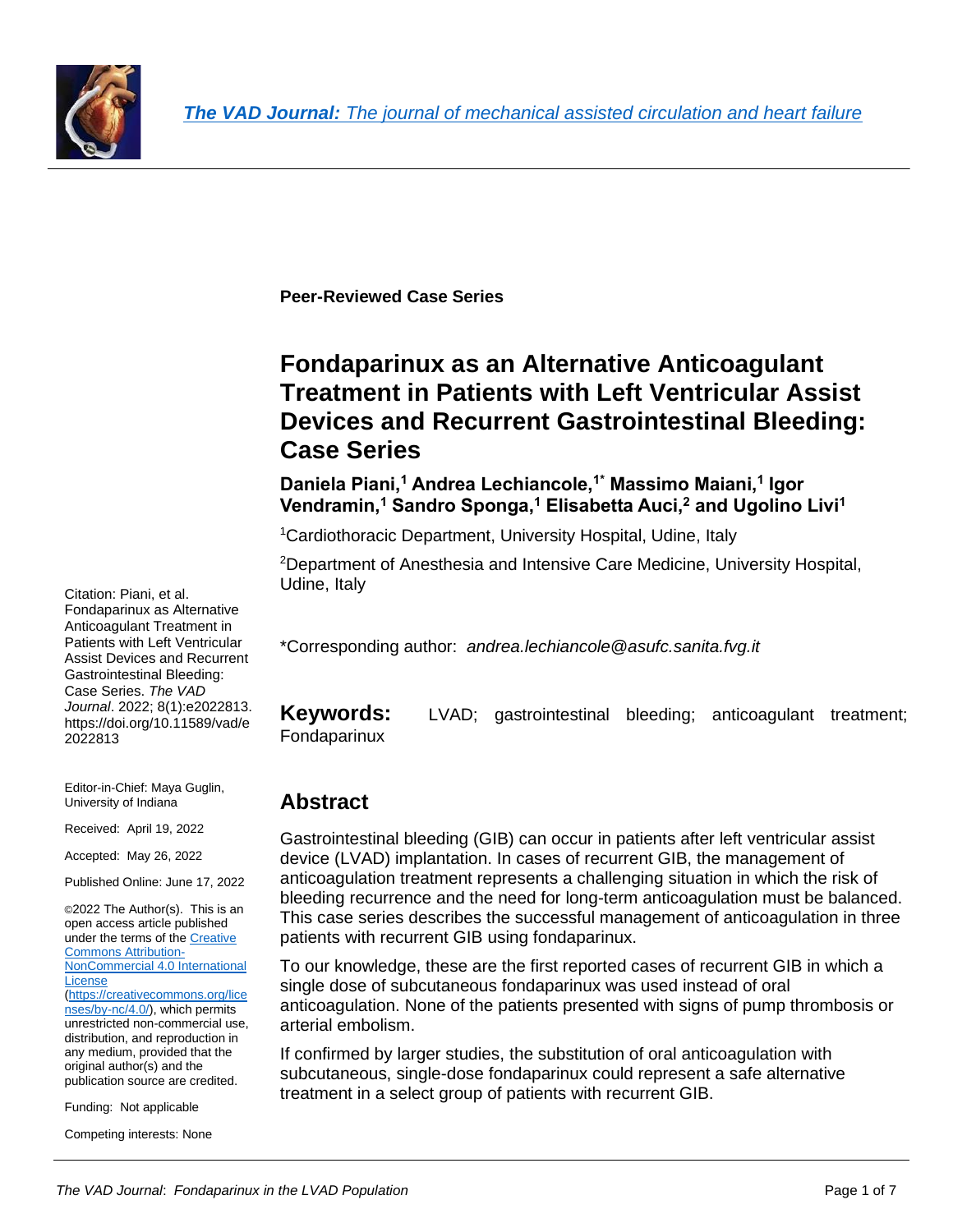**Peer-Reviewed Case Series**

# Fondaparinux as an Alternative Anticoagulant Treatment in Patients with Left Ventricular Assist Devices and Recurrent Gastrointestinal Bleeding: Case Series

**Daniela Piani,[1] Andrea Lechiancole,[1*] Massimo Maiani,[1] Igor Vendramin,[1] Sandro Sponga,[1] Elisabetta Auci,[2] and Ugolino Livi[1]**

[1]Cardiothoracic Department, University Hospital, Udine, Italy

[2]Department of Anesthesia and Intensive Care Medicine, University Hospital, Udine, Italy

*Corresponding author: *andrea.lechiancole@asufc.sanita.fvg.it*

Citation: Piani, et al. Fondaparinux as Alternative Anticoagulant Treatment in Patients with Left Ventricular Assist Devices and Recurrent Gastrointestinal Bleeding: Case Series. *The VAD Journal*. 2022; 8(1):e2022813. https://doi.org/10.11589/vad/e2022813

Editor-in-Chief: Maya Guglin, University of Indiana

Received: April 19, 2022

Accepted: May 26, 2022

Published Online: June 17, 2022

©2022 The Author(s). This is an open access article published under the terms of the Creative Commons Attribution-NonCommercial 4.0 International License (https://creativecommons.org/licenses/by-nc/4.0/), which permits unrestricted non-commercial use, distribution, and reproduction in any medium, provided that the original author(s) and the publication source are credited.

Funding: Not applicable

Competing interests: None

**Keywords:** LVAD; gastrointestinal bleeding; anticoagulant treatment; Fondaparinux

## Abstract

Gastrointestinal bleeding (GIB) can occur in patients after left ventricular assist device (LVAD) implantation. In cases of recurrent GIB, the management of anticoagulation treatment represents a challenging situation in which the risk of bleeding recurrence and the need for long-term anticoagulation must be balanced. This case series describes the successful management of anticoagulation in three patients with recurrent GIB using fondaparinux.

To our knowledge, these are the first reported cases of recurrent GIB in which a single dose of subcutaneous fondaparinux was used instead of oral anticoagulation. None of the patients presented with signs of pump thrombosis or arterial embolism.

If confirmed by larger studies, the substitution of oral anticoagulation with subcutaneous, single-dose fondaparinux could represent a safe alternative treatment in a select group of patients with recurrent GIB.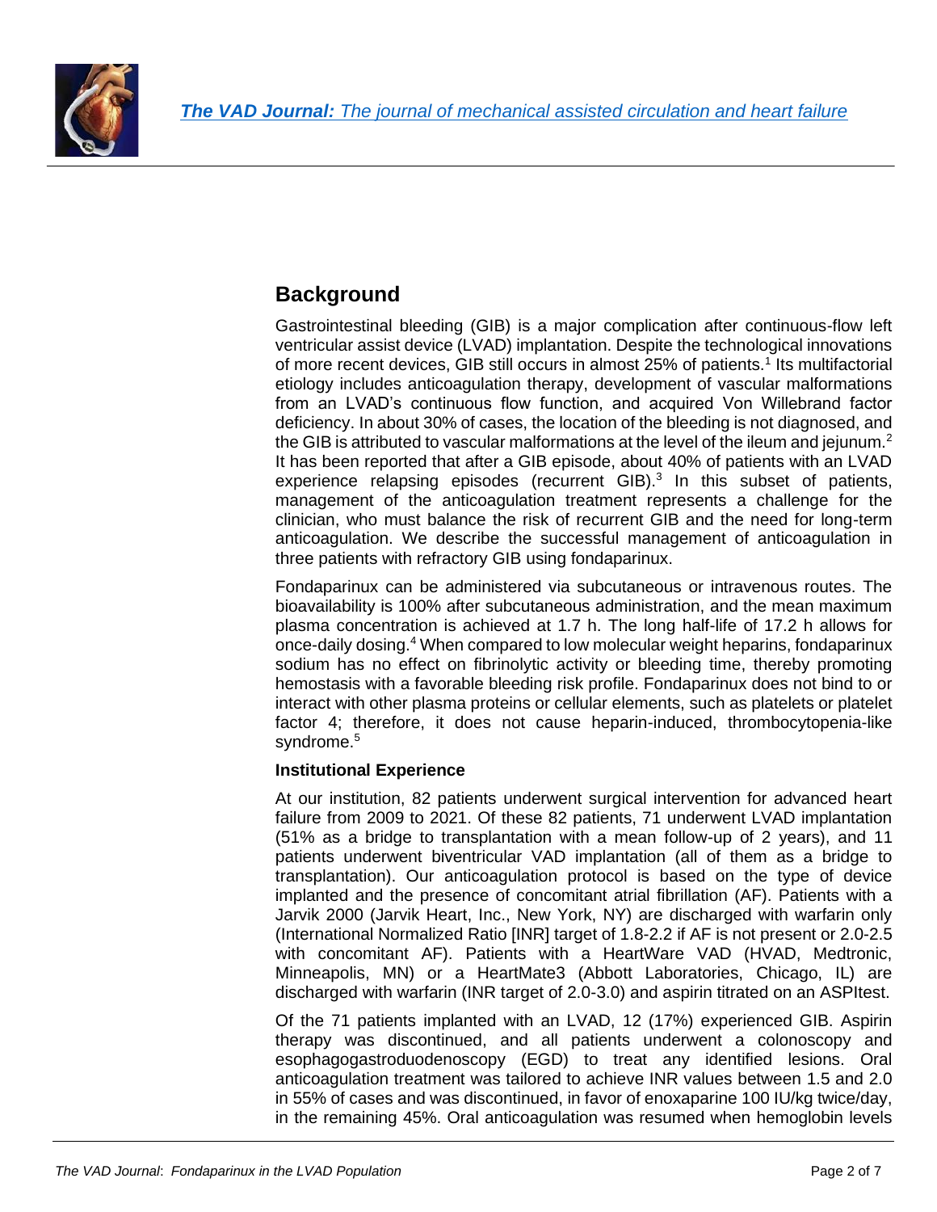## Background

Gastrointestinal bleeding (GIB) is a major complication after continuous-flow left ventricular assist device (LVAD) implantation. Despite the technological innovations of more recent devices, GIB still occurs in almost 25% of patients.[1] Its multifactorial etiology includes anticoagulation therapy, development of vascular malformations from an LVAD's continuous flow function, and acquired Von Willebrand factor deficiency. In about 30% of cases, the location of the bleeding is not diagnosed, and the GIB is attributed to vascular malformations at the level of the ileum and jejunum.[2] It has been reported that after a GIB episode, about 40% of patients with an LVAD experience relapsing episodes (recurrent GIB).[3] In this subset of patients, management of the anticoagulation treatment represents a challenge for the clinician, who must balance the risk of recurrent GIB and the need for long-term anticoagulation. We describe the successful management of anticoagulation in three patients with refractory GIB using fondaparinux.

Fondaparinux can be administered via subcutaneous or intravenous routes. The bioavailability is 100% after subcutaneous administration, and the mean maximum plasma concentration is achieved at 1.7 h. The long half-life of 17.2 h allows for once-daily dosing.[4] When compared to low molecular weight heparins, fondaparinux sodium has no effect on fibrinolytic activity or bleeding time, thereby promoting hemostasis with a favorable bleeding risk profile. Fondaparinux does not bind to or interact with other plasma proteins or cellular elements, such as platelets or platelet factor 4; therefore, it does not cause heparin-induced, thrombocytopenia-like syndrome.[5]

### Institutional Experience

At our institution, 82 patients underwent surgical intervention for advanced heart failure from 2009 to 2021. Of these 82 patients, 71 underwent LVAD implantation (51% as a bridge to transplantation with a mean follow-up of 2 years), and 11 patients underwent biventricular VAD implantation (all of them as a bridge to transplantation). Our anticoagulation protocol is based on the type of device implanted and the presence of concomitant atrial fibrillation (AF). Patients with a Jarvik 2000 (Jarvik Heart, Inc., New York, NY) are discharged with warfarin only (International Normalized Ratio [INR] target of 1.8-2.2 if AF is not present or 2.0-2.5 with concomitant AF). Patients with a HeartWare VAD (HVAD, Medtronic, Minneapolis, MN) or a HeartMate3 (Abbott Laboratories, Chicago, IL) are discharged with warfarin (INR target of 2.0-3.0) and aspirin titrated on an ASPItest.

Of the 71 patients implanted with an LVAD, 12 (17%) experienced GIB. Aspirin therapy was discontinued, and all patients underwent a colonoscopy and esophagogastroduodenoscopy (EGD) to treat any identified lesions. Oral anticoagulation treatment was tailored to achieve INR values between 1.5 and 2.0 in 55% of cases and was discontinued, in favor of enoxaparine 100 IU/kg twice/day, in the remaining 45%. Oral anticoagulation was resumed when hemoglobin levels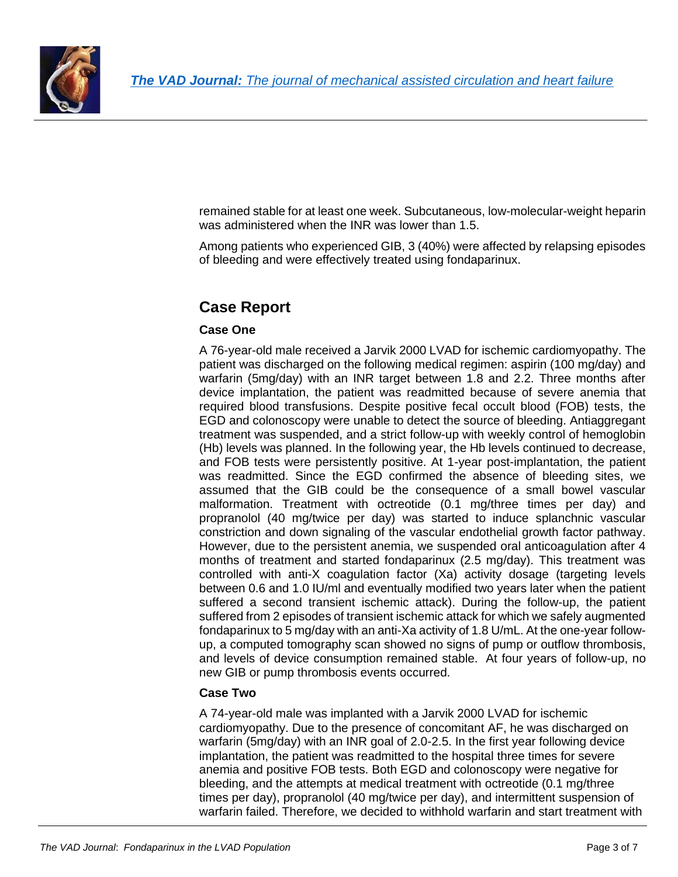remained stable for at least one week. Subcutaneous, low-molecular-weight heparin was administered when the INR was lower than 1.5.

Among patients who experienced GIB, 3 (40%) were affected by relapsing episodes of bleeding and were effectively treated using fondaparinux.

## Case Report

### Case One

A 76-year-old male received a Jarvik 2000 LVAD for ischemic cardiomyopathy. The patient was discharged on the following medical regimen: aspirin (100 mg/day) and warfarin (5mg/day) with an INR target between 1.8 and 2.2. Three months after device implantation, the patient was readmitted because of severe anemia that required blood transfusions. Despite positive fecal occult blood (FOB) tests, the EGD and colonoscopy were unable to detect the source of bleeding. Antiaggregant treatment was suspended, and a strict follow-up with weekly control of hemoglobin (Hb) levels was planned. In the following year, the Hb levels continued to decrease, and FOB tests were persistently positive. At 1-year post-implantation, the patient was readmitted. Since the EGD confirmed the absence of bleeding sites, we assumed that the GIB could be the consequence of a small bowel vascular malformation. Treatment with octreotide (0.1 mg/three times per day) and propranolol (40 mg/twice per day) was started to induce splanchnic vascular constriction and down signaling of the vascular endothelial growth factor pathway. However, due to the persistent anemia, we suspended oral anticoagulation after 4 months of treatment and started fondaparinux (2.5 mg/day). This treatment was controlled with anti-X coagulation factor (Xa) activity dosage (targeting levels between 0.6 and 1.0 IU/ml and eventually modified two years later when the patient suffered a second transient ischemic attack). During the follow-up, the patient suffered from 2 episodes of transient ischemic attack for which we safely augmented fondaparinux to 5 mg/day with an anti-Xa activity of 1.8 U/mL. At the one-year follow-up, a computed tomography scan showed no signs of pump or outflow thrombosis, and levels of device consumption remained stable. At four years of follow-up, no new GIB or pump thrombosis events occurred.

### Case Two

A 74-year-old male was implanted with a Jarvik 2000 LVAD for ischemic cardiomyopathy. Due to the presence of concomitant AF, he was discharged on warfarin (5mg/day) with an INR goal of 2.0-2.5. In the first year following device implantation, the patient was readmitted to the hospital three times for severe anemia and positive FOB tests. Both EGD and colonoscopy were negative for bleeding, and the attempts at medical treatment with octreotide (0.1 mg/three times per day), propranolol (40 mg/twice per day), and intermittent suspension of warfarin failed. Therefore, we decided to withhold warfarin and start treatment with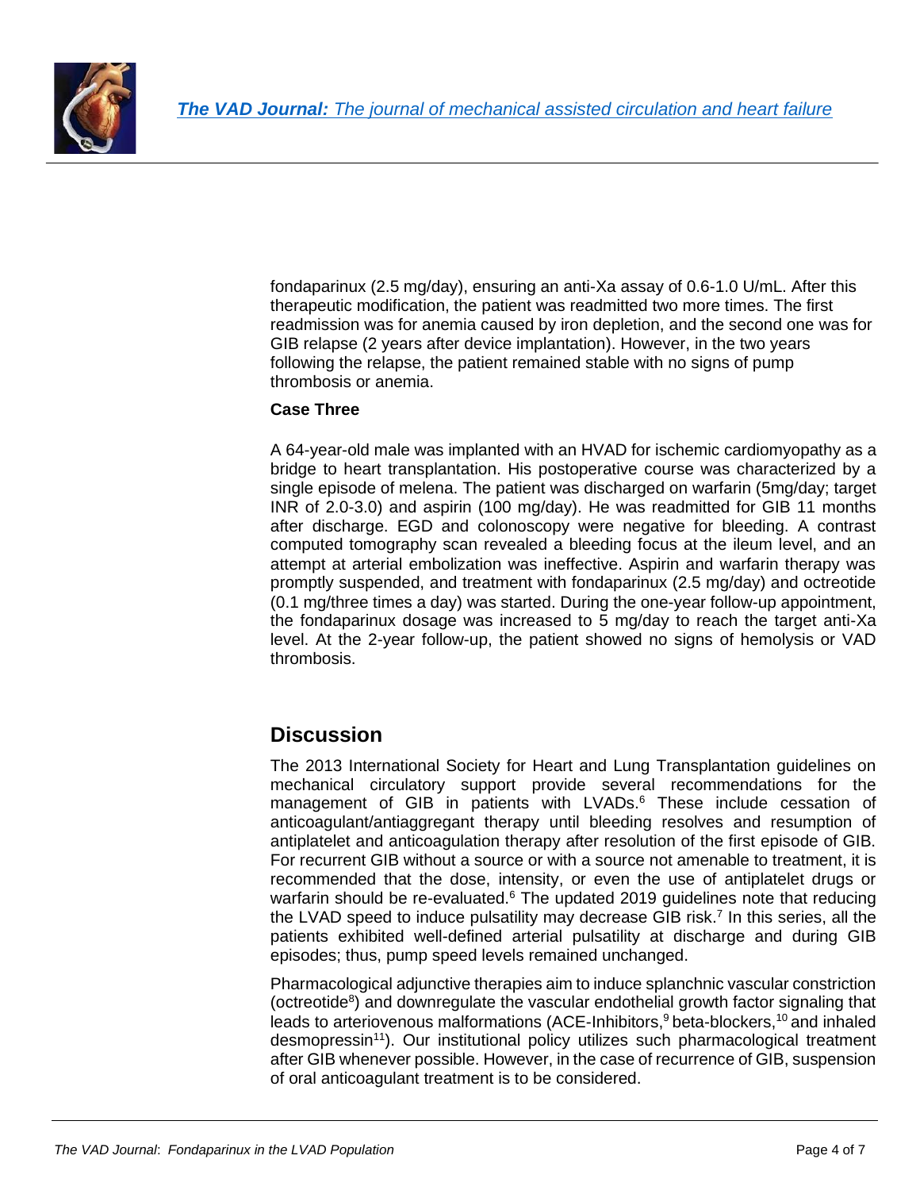fondaparinux (2.5 mg/day), ensuring an anti-Xa assay of 0.6-1.0 U/mL. After this therapeutic modification, the patient was readmitted two more times. The first readmission was for anemia caused by iron depletion, and the second one was for GIB relapse (2 years after device implantation). However, in the two years following the relapse, the patient remained stable with no signs of pump thrombosis or anemia.

**Case Three**

A 64-year-old male was implanted with an HVAD for ischemic cardiomyopathy as a bridge to heart transplantation. His postoperative course was characterized by a single episode of melena. The patient was discharged on warfarin (5mg/day; target INR of 2.0-3.0) and aspirin (100 mg/day). He was readmitted for GIB 11 months after discharge. EGD and colonoscopy were negative for bleeding. A contrast computed tomography scan revealed a bleeding focus at the ileum level, and an attempt at arterial embolization was ineffective. Aspirin and warfarin therapy was promptly suspended, and treatment with fondaparinux (2.5 mg/day) and octreotide (0.1 mg/three times a day) was started. During the one-year follow-up appointment, the fondaparinux dosage was increased to 5 mg/day to reach the target anti-Xa level. At the 2-year follow-up, the patient showed no signs of hemolysis or VAD thrombosis.

## Discussion

The 2013 International Society for Heart and Lung Transplantation guidelines on mechanical circulatory support provide several recommendations for the management of GIB in patients with LVADs.[6] These include cessation of anticoagulant/antiaggregant therapy until bleeding resolves and resumption of antiplatelet and anticoagulation therapy after resolution of the first episode of GIB. For recurrent GIB without a source or with a source not amenable to treatment, it is recommended that the dose, intensity, or even the use of antiplatelet drugs or warfarin should be re-evaluated.[6] The updated 2019 guidelines note that reducing the LVAD speed to induce pulsatility may decrease GIB risk.[7] In this series, all the patients exhibited well-defined arterial pulsatility at discharge and during GIB episodes; thus, pump speed levels remained unchanged.

Pharmacological adjunctive therapies aim to induce splanchnic vascular constriction (octreotide[8]) and downregulate the vascular endothelial growth factor signaling that leads to arteriovenous malformations (ACE-Inhibitors,[9] beta-blockers,[10] and inhaled desmopressin[11]). Our institutional policy utilizes such pharmacological treatment after GIB whenever possible. However, in the case of recurrence of GIB, suspension of oral anticoagulant treatment is to be considered.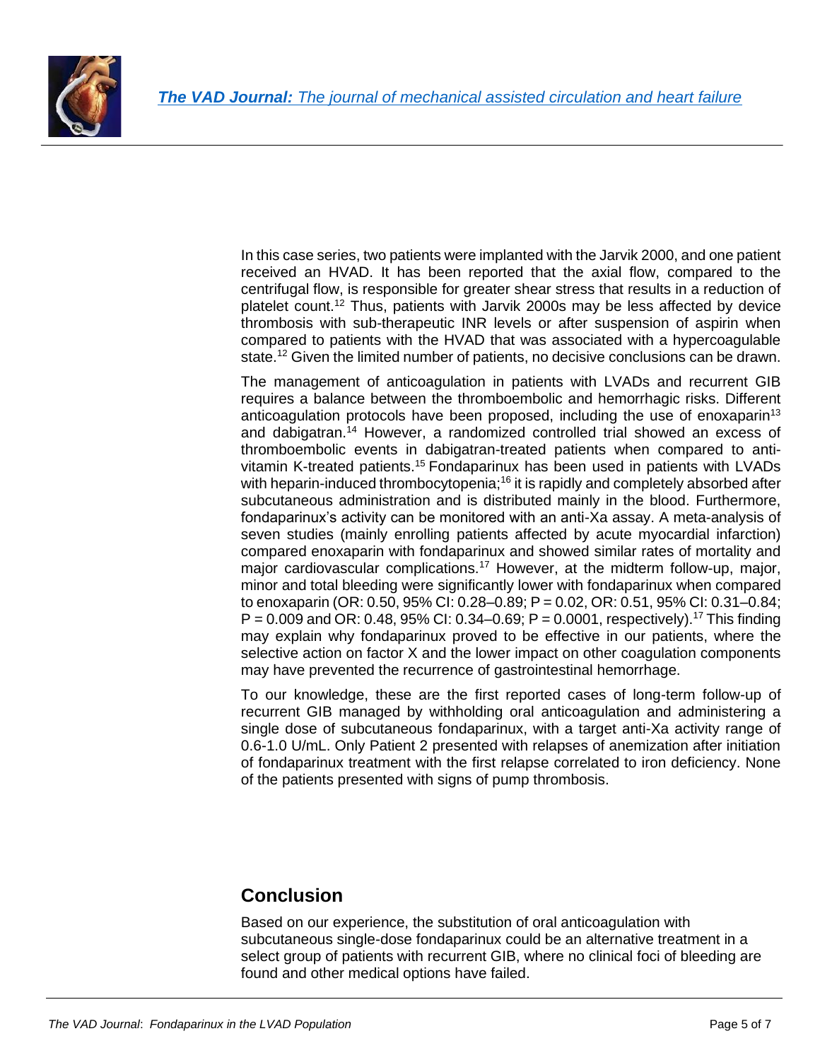In this case series, two patients were implanted with the Jarvik 2000, and one patient received an HVAD. It has been reported that the axial flow, compared to the centrifugal flow, is responsible for greater shear stress that results in a reduction of platelet count.[12] Thus, patients with Jarvik 2000s may be less affected by device thrombosis with sub-therapeutic INR levels or after suspension of aspirin when compared to patients with the HVAD that was associated with a hypercoagulable state.[12] Given the limited number of patients, no decisive conclusions can be drawn.

The management of anticoagulation in patients with LVADs and recurrent GIB requires a balance between the thromboembolic and hemorrhagic risks. Different anticoagulation protocols have been proposed, including the use of enoxaparin[13] and dabigatran.[14] However, a randomized controlled trial showed an excess of thromboembolic events in dabigatran-treated patients when compared to anti-vitamin K-treated patients.[15] Fondaparinux has been used in patients with LVADs with heparin-induced thrombocytopenia;[16] it is rapidly and completely absorbed after subcutaneous administration and is distributed mainly in the blood. Furthermore, fondaparinux's activity can be monitored with an anti-Xa assay. A meta-analysis of seven studies (mainly enrolling patients affected by acute myocardial infarction) compared enoxaparin with fondaparinux and showed similar rates of mortality and major cardiovascular complications.[17] However, at the midterm follow-up, major, minor and total bleeding were significantly lower with fondaparinux when compared to enoxaparin (OR: 0.50, 95% CI: 0.28–0.89; $P = 0.02$, OR: 0.51, 95% CI: 0.31–0.84; $P = 0.009$ and OR: 0.48, 95% CI: 0.34–0.69; $P = 0.0001$, respectively).[17] This finding may explain why fondaparinux proved to be effective in our patients, where the selective action on factor X and the lower impact on other coagulation components may have prevented the recurrence of gastrointestinal hemorrhage.

To our knowledge, these are the first reported cases of long-term follow-up of recurrent GIB managed by withholding oral anticoagulation and administering a single dose of subcutaneous fondaparinux, with a target anti-Xa activity range of 0.6-1.0 U/mL. Only Patient 2 presented with relapses of anemization after initiation of fondaparinux treatment with the first relapse correlated to iron deficiency. None of the patients presented with signs of pump thrombosis.

## Conclusion

Based on our experience, the substitution of oral anticoagulation with subcutaneous single-dose fondaparinux could be an alternative treatment in a select group of patients with recurrent GIB, where no clinical foci of bleeding are found and other medical options have failed.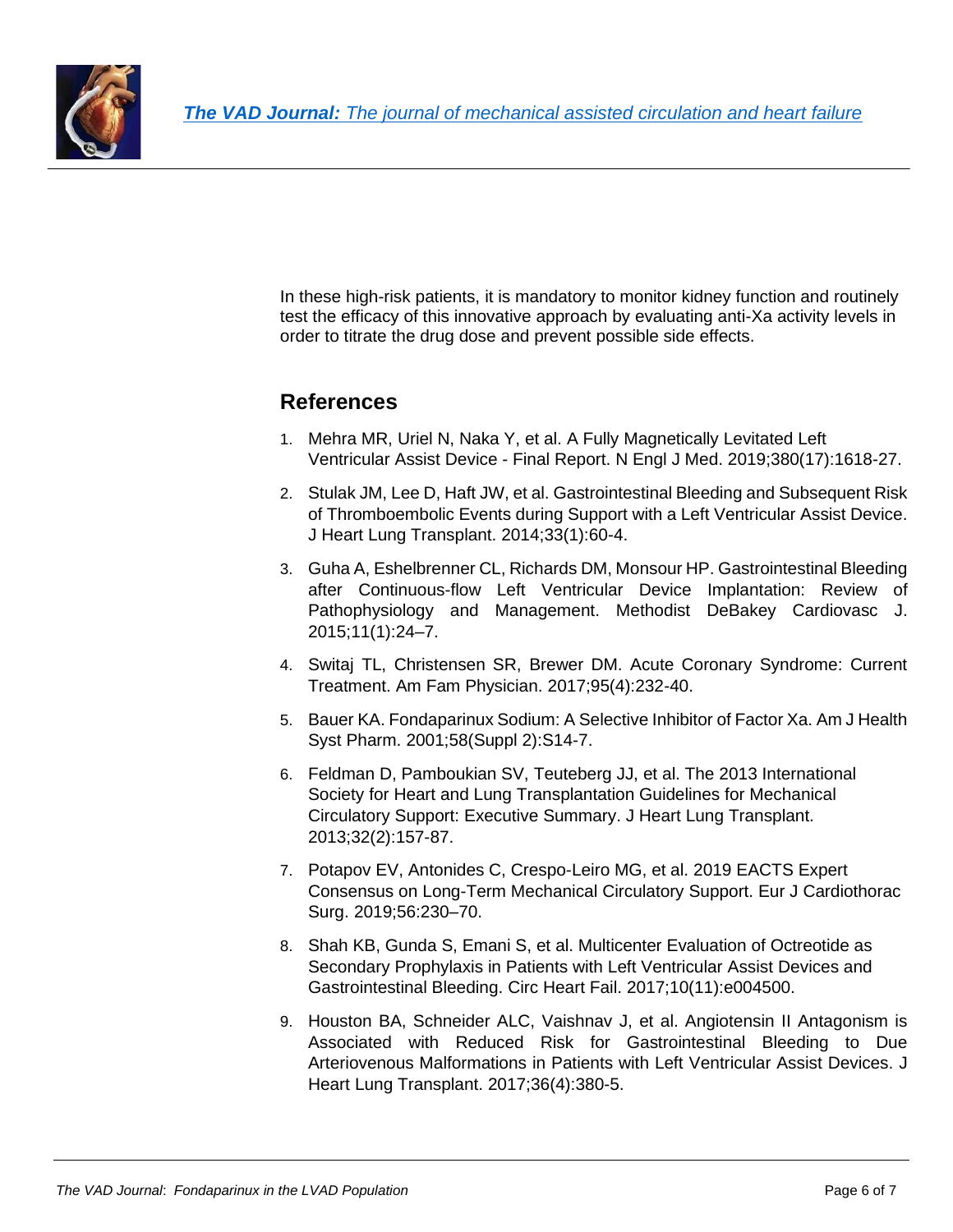In these high-risk patients, it is mandatory to monitor kidney function and routinely test the efficacy of this innovative approach by evaluating anti-Xa activity levels in order to titrate the drug dose and prevent possible side effects.

## References

1. Mehra MR, Uriel N, Naka Y, et al. A Fully Magnetically Levitated Left Ventricular Assist Device - Final Report. N Engl J Med. 2019;380(17):1618-27.
2. Stulak JM, Lee D, Haft JW, et al. Gastrointestinal Bleeding and Subsequent Risk of Thromboembolic Events during Support with a Left Ventricular Assist Device. J Heart Lung Transplant. 2014;33(1):60-4.
3. Guha A, Eshelbrenner CL, Richards DM, Monsour HP. Gastrointestinal Bleeding after Continuous-flow Left Ventricular Device Implantation: Review of Pathophysiology and Management. Methodist DeBakey Cardiovasc J. 2015;11(1):24–7.
4. Switaj TL, Christensen SR, Brewer DM. Acute Coronary Syndrome: Current Treatment. Am Fam Physician. 2017;95(4):232-40.
5. Bauer KA. Fondaparinux Sodium: A Selective Inhibitor of Factor Xa. Am J Health Syst Pharm. 2001;58(Suppl 2):S14-7.
6. Feldman D, Pamboukian SV, Teuteberg JJ, et al. The 2013 International Society for Heart and Lung Transplantation Guidelines for Mechanical Circulatory Support: Executive Summary. J Heart Lung Transplant. 2013;32(2):157-87.
7. Potapov EV, Antonides C, Crespo-Leiro MG, et al. 2019 EACTS Expert Consensus on Long-Term Mechanical Circulatory Support. Eur J Cardiothorac Surg. 2019;56:230–70.
8. Shah KB, Gunda S, Emani S, et al. Multicenter Evaluation of Octreotide as Secondary Prophylaxis in Patients with Left Ventricular Assist Devices and Gastrointestinal Bleeding. Circ Heart Fail. 2017;10(11):e004500.
9. Houston BA, Schneider ALC, Vaishnav J, et al. Angiotensin II Antagonism is Associated with Reduced Risk for Gastrointestinal Bleeding to Due Arteriovenous Malformations in Patients with Left Ventricular Assist Devices. J Heart Lung Transplant. 2017;36(4):380-5.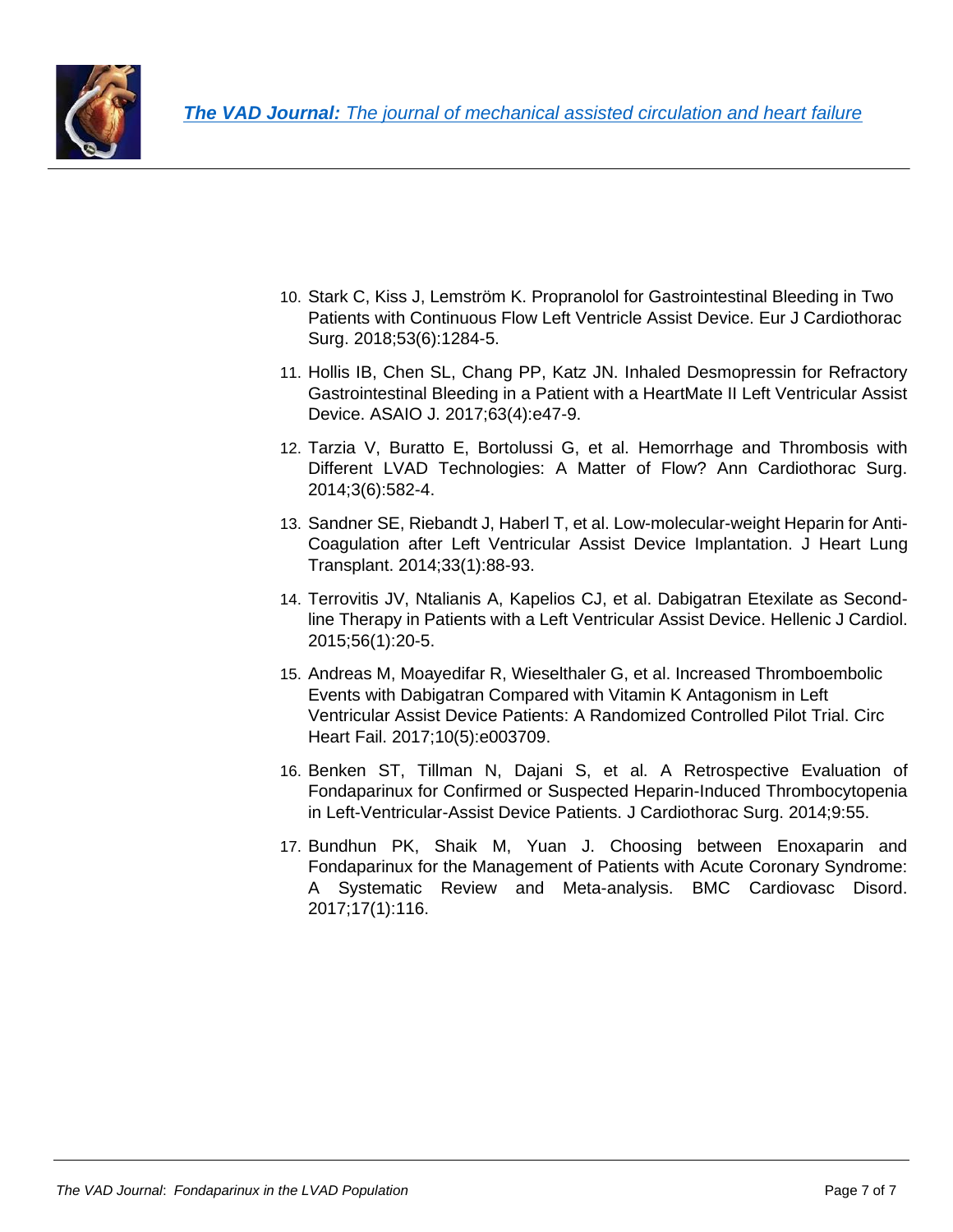10. Stark C, Kiss J, Lemström K. Propranolol for Gastrointestinal Bleeding in Two Patients with Continuous Flow Left Ventricle Assist Device. Eur J Cardiothorac Surg. 2018;53(6):1284-5.
11. Hollis IB, Chen SL, Chang PP, Katz JN. Inhaled Desmopressin for Refractory Gastrointestinal Bleeding in a Patient with a HeartMate II Left Ventricular Assist Device. ASAIO J. 2017;63(4):e47-9.
12. Tarzia V, Buratto E, Bortolussi G, et al. Hemorrhage and Thrombosis with Different LVAD Technologies: A Matter of Flow? Ann Cardiothorac Surg. 2014;3(6):582-4.
13. Sandner SE, Riebandt J, Haberl T, et al. Low-molecular-weight Heparin for Anti-Coagulation after Left Ventricular Assist Device Implantation. J Heart Lung Transplant. 2014;33(1):88-93.
14. Terrovitis JV, Ntalianis A, Kapelios CJ, et al. Dabigatran Etexilate as Second-line Therapy in Patients with a Left Ventricular Assist Device. Hellenic J Cardiol. 2015;56(1):20-5.
15. Andreas M, Moayedifar R, Wieselthaler G, et al. Increased Thromboembolic Events with Dabigatran Compared with Vitamin K Antagonism in Left Ventricular Assist Device Patients: A Randomized Controlled Pilot Trial. Circ Heart Fail. 2017;10(5):e003709.
16. Benken ST, Tillman N, Dajani S, et al. A Retrospective Evaluation of Fondaparinux for Confirmed or Suspected Heparin-Induced Thrombocytopenia in Left-Ventricular-Assist Device Patients. J Cardiothorac Surg. 2014;9:55.
17. Bundhun PK, Shaik M, Yuan J. Choosing between Enoxaparin and Fondaparinux for the Management of Patients with Acute Coronary Syndrome: A Systematic Review and Meta-analysis. BMC Cardiovasc Disord. 2017;17(1):116.